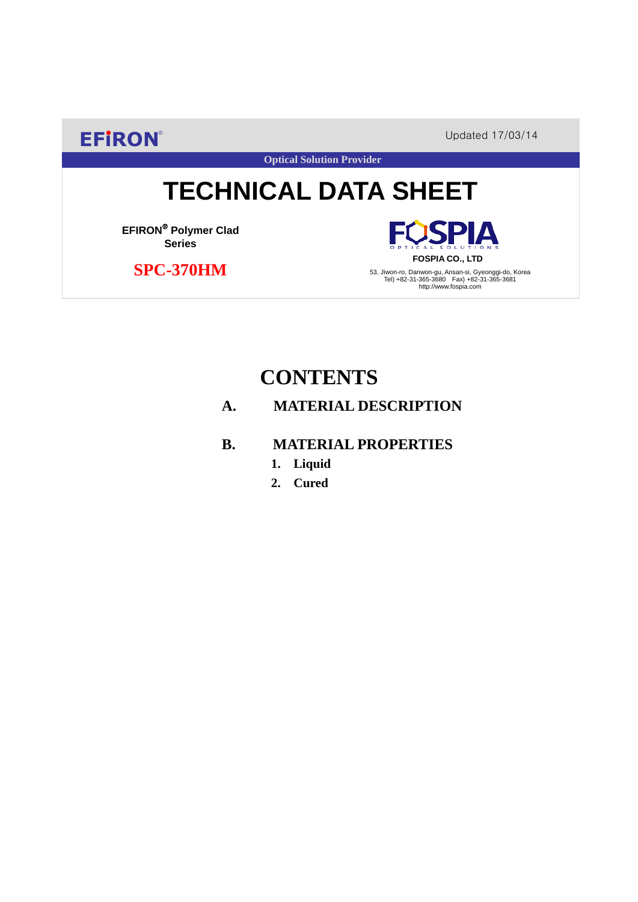**EFIRON®**

Updated 17/03/14

**Optical Solution Provider**

# TECHNICAL DATA SHEET

**EFIRON® Polymer Clad Series**

**SPC-370HM**

**FOSPIA**
OPTICAL SOLUTIONS

**FOSPIA CO., LTD**

53, Jiwon-ro, Danwon-gu, Ansan-si, Gyeonggi-do, Korea
Tel) +82-31-365-3680 Fax) +82-31-365-3681
http://www.fospia.com

# CONTENTS

**A. MATERIAL DESCRIPTION**

**B. MATERIAL PROPERTIES**

1. **Liquid**
2. **Cured**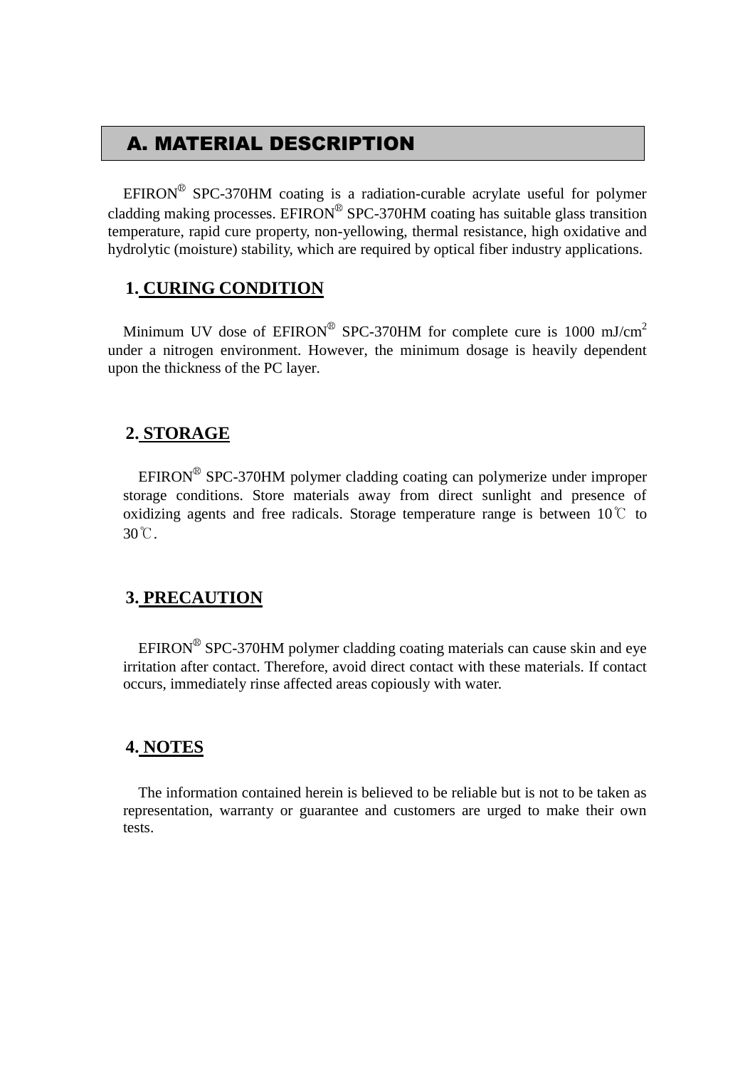## A. MATERIAL DESCRIPTION

EFIRON® SPC-370HM coating is a radiation-curable acrylate useful for polymer cladding making processes. EFIRON® SPC-370HM coating has suitable glass transition temperature, rapid cure property, non-yellowing, thermal resistance, high oxidative and hydrolytic (moisture) stability, which are required by optical fiber industry applications.

### 1. CURING CONDITION

Minimum UV dose of EFIRON® SPC-370HM for complete cure is 1000 $mJ/cm^2$ under a nitrogen environment. However, the minimum dosage is heavily dependent upon the thickness of the PC layer.

### 2. STORAGE

EFIRON® SPC-370HM polymer cladding coating can polymerize under improper storage conditions. Store materials away from direct sunlight and presence of oxidizing agents and free radicals. Storage temperature range is between 10℃ to 30℃.

### 3. PRECAUTION

EFIRON® SPC-370HM polymer cladding coating materials can cause skin and eye irritation after contact. Therefore, avoid direct contact with these materials. If contact occurs, immediately rinse affected areas copiously with water.

### 4. NOTES

The information contained herein is believed to be reliable but is not to be taken as representation, warranty or guarantee and customers are urged to make their own tests.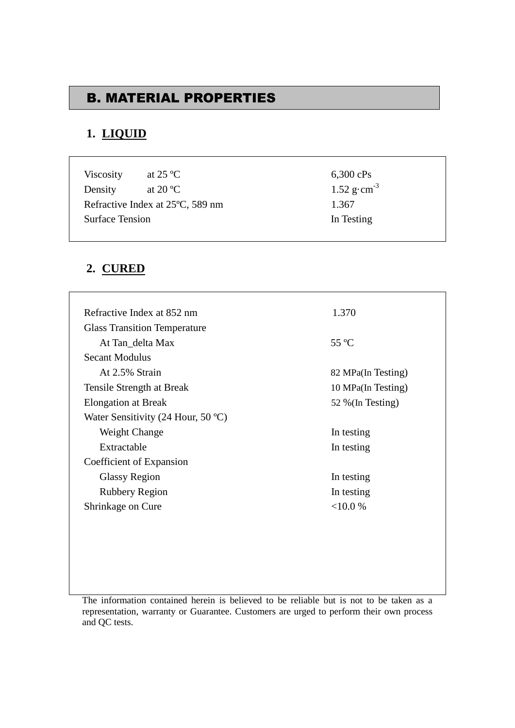# B. MATERIAL PROPERTIES

## 1. LIQUID

| | |
|---|---|
| Viscosity at 25 ºC | 6,300 cPs |
| Density at 20 ºC | 1.52 g·cm$^{-3}$ |
| Refractive Index at 25ºC, 589 nm | 1.367 |
| Surface Tension | In Testing |

## 2. CURED

| | |
|---|---|
| Refractive Index at 852 nm | 1.370 |
| Glass Transition Temperature | |
| At Tan_delta Max | 55 ºC |
| Secant Modulus | |
| At 2.5% Strain | 82 MPa(In Testing) |
| Tensile Strength at Break | 10 MPa(In Testing) |
| Elongation at Break | 52 %(In Testing) |
| Water Sensitivity (24 Hour, 50 ºC) | |
| Weight Change | In testing |
| Extractable | In testing |
| Coefficient of Expansion | |
| Glassy Region | In testing |
| Rubbery Region | In testing |
| Shrinkage on Cure | <10.0 % |

The information contained herein is believed to be reliable but is not to be taken as a representation, warranty or Guarantee. Customers are urged to perform their own process and QC tests.